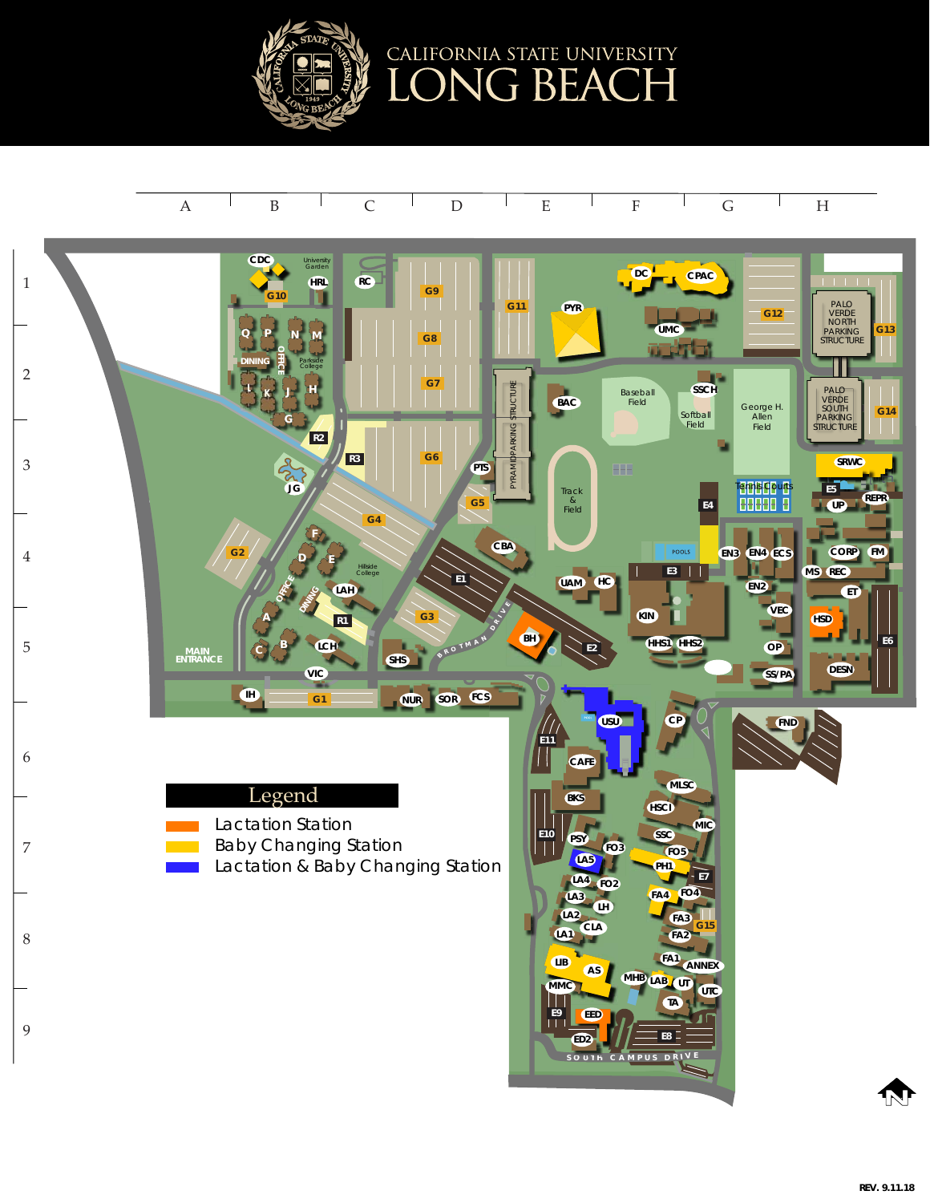# CALIFORNIA STATE UNIVERSITY LONG BEACH

## Legend

- Lactation Station
- Baby Changing Station
- Lactation & Baby Changing Station

REV. 9.11.18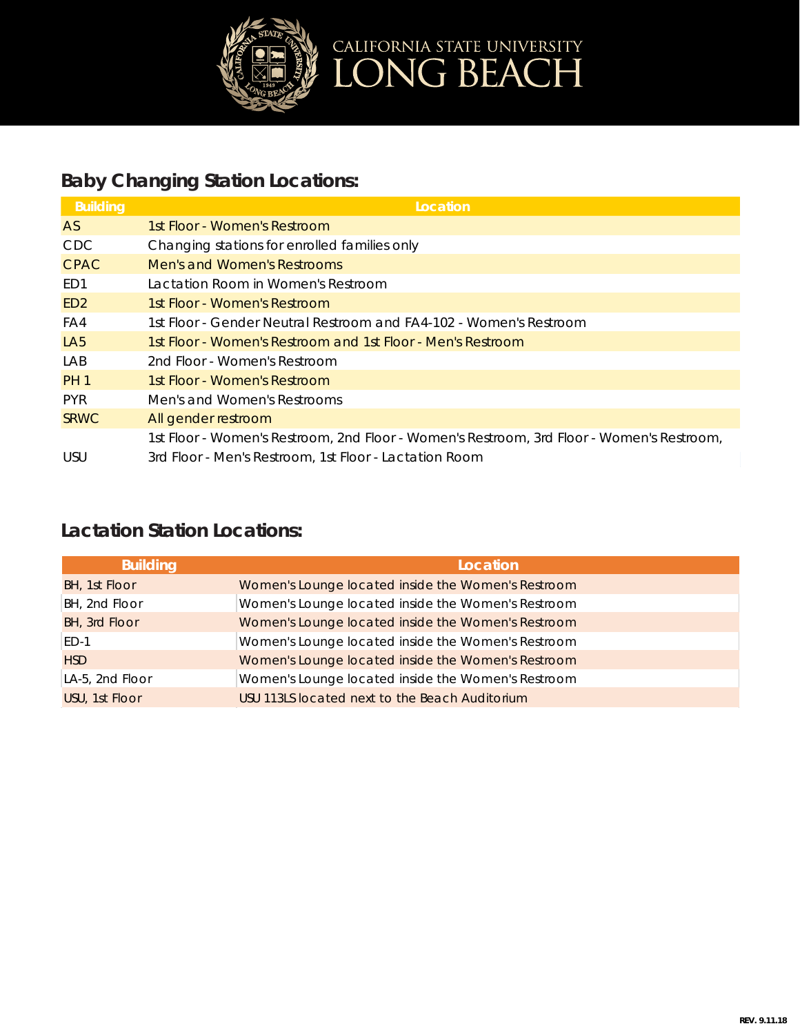CALIFORNIA STATE UNIVERSITY
LONG BEACH

## Baby Changing Station Locations:

| Building | Location |
|---|---|
| AS | 1st Floor - Women's Restroom |
| CDC | Changing stations for enrolled families only |
| CPAC | Men's and Women's Restrooms |
| ED1 | Lactation Room in Women's Restroom |
| ED2 | 1st Floor - Women's Restroom |
| FA4 | 1st Floor - Gender Neutral Restroom and FA4-102 - Women's Restroom |
| LA5 | 1st Floor - Women's Restroom and 1st Floor - Men's Restroom |
| LAB | 2nd Floor - Women's Restroom |
| PH 1 | 1st Floor - Women's Restroom |
| PYR | Men's and Women's Restrooms |
| SRWC | All gender restroom |
| USU | 1st Floor - Women's Restroom, 2nd Floor - Women's Restroom, 3rd Floor - Women's Restroom, 3rd Floor - Men's Restroom, 1st Floor - Lactation Room |

## Lactation Station Locations:

| Building | Location |
|---|---|
| BH, 1st Floor | Women's Lounge located inside the Women's Restroom |
| BH, 2nd Floor | Women's Lounge located inside the Women's Restroom |
| BH, 3rd Floor | Women's Lounge located inside the Women's Restroom |
| ED-1 | Women's Lounge located inside the Women's Restroom |
| HSD | Women's Lounge located inside the Women's Restroom |
| LA-5, 2nd Floor | Women's Lounge located inside the Women's Restroom |
| USU, 1st Floor | USU 113LS located next to the Beach Auditorium |

REV. 9.11.18